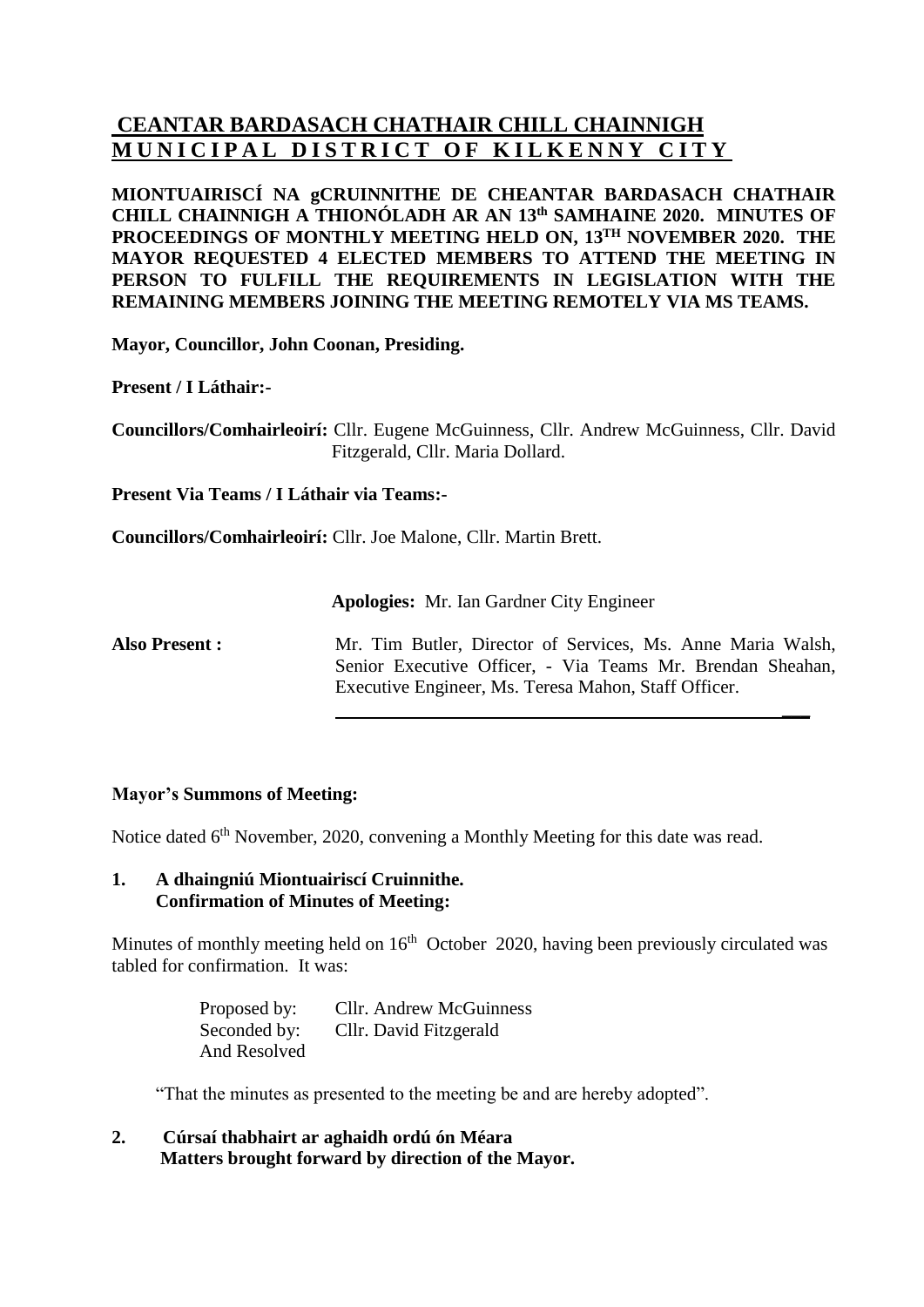# CEANTAR BARDASACH CHATHAIR CHILL CHAINNIGH
# MUNICIPAL DISTRICT OF KILKENNY CITY

**MIONTUAIRISCÍ NA gCRUINNITHE DE CHEANTAR BARDASACH CHATHAIR CHILL CHAINNIGH A THIONÓLADH AR AN 13th SAMHAINE 2020. MINUTES OF PROCEEDINGS OF MONTHLY MEETING HELD ON, 13TH NOVEMBER 2020. THE MAYOR REQUESTED 4 ELECTED MEMBERS TO ATTEND THE MEETING IN PERSON TO FULFILL THE REQUIREMENTS IN LEGISLATION WITH THE REMAINING MEMBERS JOINING THE MEETING REMOTELY VIA MS TEAMS.**

**Mayor, Councillor, John Coonan, Presiding.**

**Present / I Láthair:-**

**Councillors/Comhairleoirí:** Cllr. Eugene McGuinness, Cllr. Andrew McGuinness, Cllr. David Fitzgerald, Cllr. Maria Dollard.

**Present Via Teams / I Láthair via Teams:-**

**Councillors/Comhairleoirí:** Cllr. Joe Malone, Cllr. Martin Brett.

**Apologies:** Mr. Ian Gardner City Engineer

**Also Present :** Mr. Tim Butler, Director of Services, Ms. Anne Maria Walsh, Senior Executive Officer, - Via Teams Mr. Brendan Sheahan, Executive Engineer, Ms. Teresa Mahon, Staff Officer.

---

**Mayor's Summons of Meeting:**

Notice dated 6th November, 2020, convening a Monthly Meeting for this date was read.

**1. A dhaingniú Miontuairiscí Cruinnithe.**
**Confirmation of Minutes of Meeting:**

Minutes of monthly meeting held on 16th October 2020, having been previously circulated was tabled for confirmation. It was:

Proposed by: Cllr. Andrew McGuinness
Seconded by: Cllr. David Fitzgerald
And Resolved

"That the minutes as presented to the meeting be and are hereby adopted".

**2. Cúrsaí thabhairt ar aghaidh ordú ón Méara**
**Matters brought forward by direction of the Mayor.**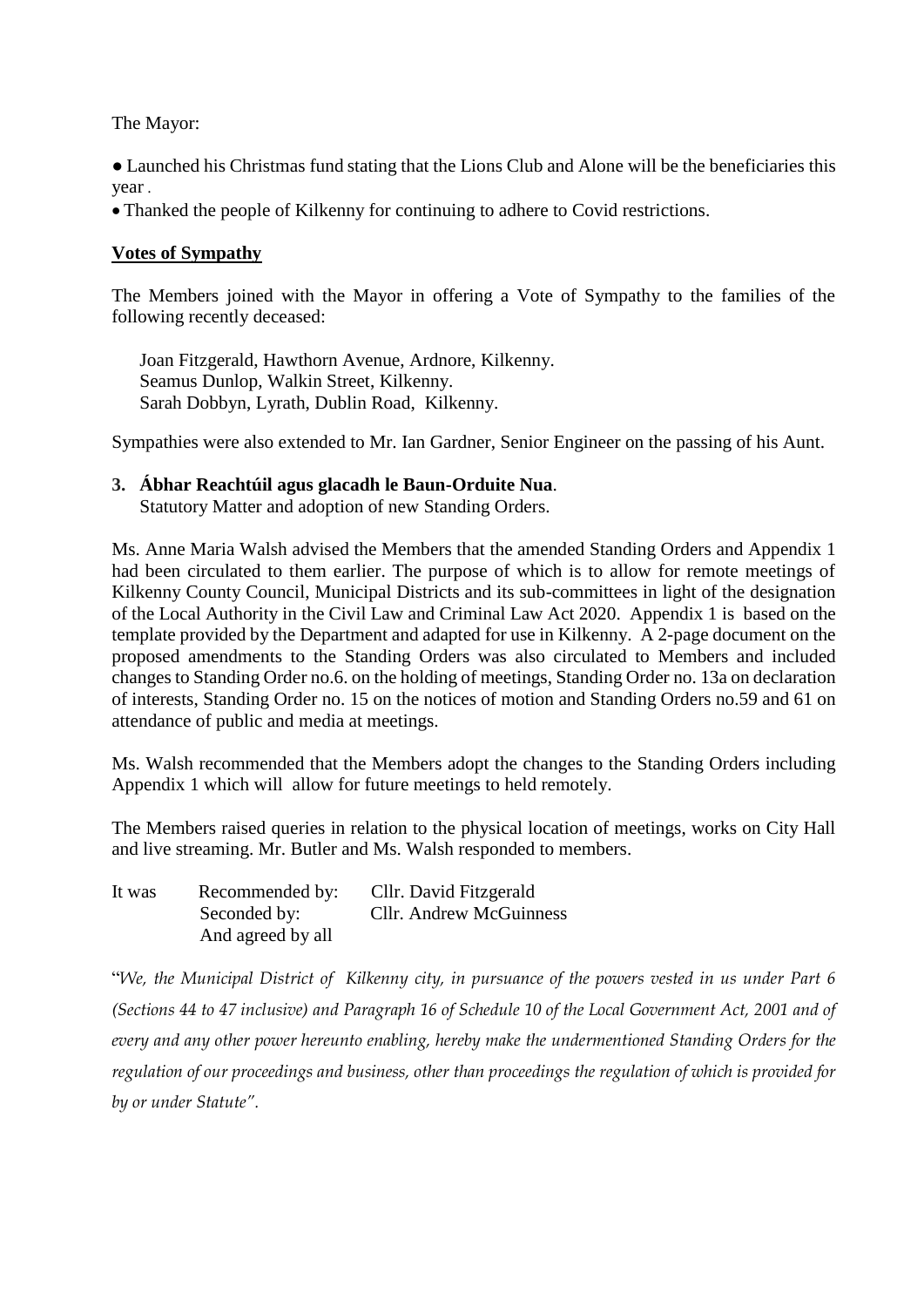The Mayor:

- Launched his Christmas fund stating that the Lions Club and Alone will be the beneficiaries this year .
- Thanked the people of Kilkenny for continuing to adhere to Covid restrictions.

**Votes of Sympathy**

The Members joined with the Mayor in offering a Vote of Sympathy to the families of the following recently deceased:

Joan Fitzgerald, Hawthorn Avenue, Ardnore, Kilkenny.
Seamus Dunlop, Walkin Street, Kilkenny.
Sarah Dobbyn, Lyrath, Dublin Road, Kilkenny.

Sympathies were also extended to Mr. Ian Gardner, Senior Engineer on the passing of his Aunt.

**3. Ábhar Reachtúil agus glacadh le Baun-Orduite Nua**.
Statutory Matter and adoption of new Standing Orders.

Ms. Anne Maria Walsh advised the Members that the amended Standing Orders and Appendix 1 had been circulated to them earlier. The purpose of which is to allow for remote meetings of Kilkenny County Council, Municipal Districts and its sub-committees in light of the designation of the Local Authority in the Civil Law and Criminal Law Act 2020. Appendix 1 is based on the template provided by the Department and adapted for use in Kilkenny. A 2-page document on the proposed amendments to the Standing Orders was also circulated to Members and included changes to Standing Order no.6. on the holding of meetings, Standing Order no. 13a on declaration of interests, Standing Order no. 15 on the notices of motion and Standing Orders no.59 and 61 on attendance of public and media at meetings.

Ms. Walsh recommended that the Members adopt the changes to the Standing Orders including Appendix 1 which will allow for future meetings to held remotely.

The Members raised queries in relation to the physical location of meetings, works on City Hall and live streaming. Mr. Butler and Ms. Walsh responded to members.

It was Recommended by: Cllr. David Fitzgerald
Seconded by: Cllr. Andrew McGuinness
And agreed by all

"*We, the Municipal District of Kilkenny city, in pursuance of the powers vested in us under Part 6 (Sections 44 to 47 inclusive) and Paragraph 16 of Schedule 10 of the Local Government Act, 2001 and of every and any other power hereunto enabling, hereby make the undermentioned Standing Orders for the regulation of our proceedings and business, other than proceedings the regulation of which is provided for by or under Statute*".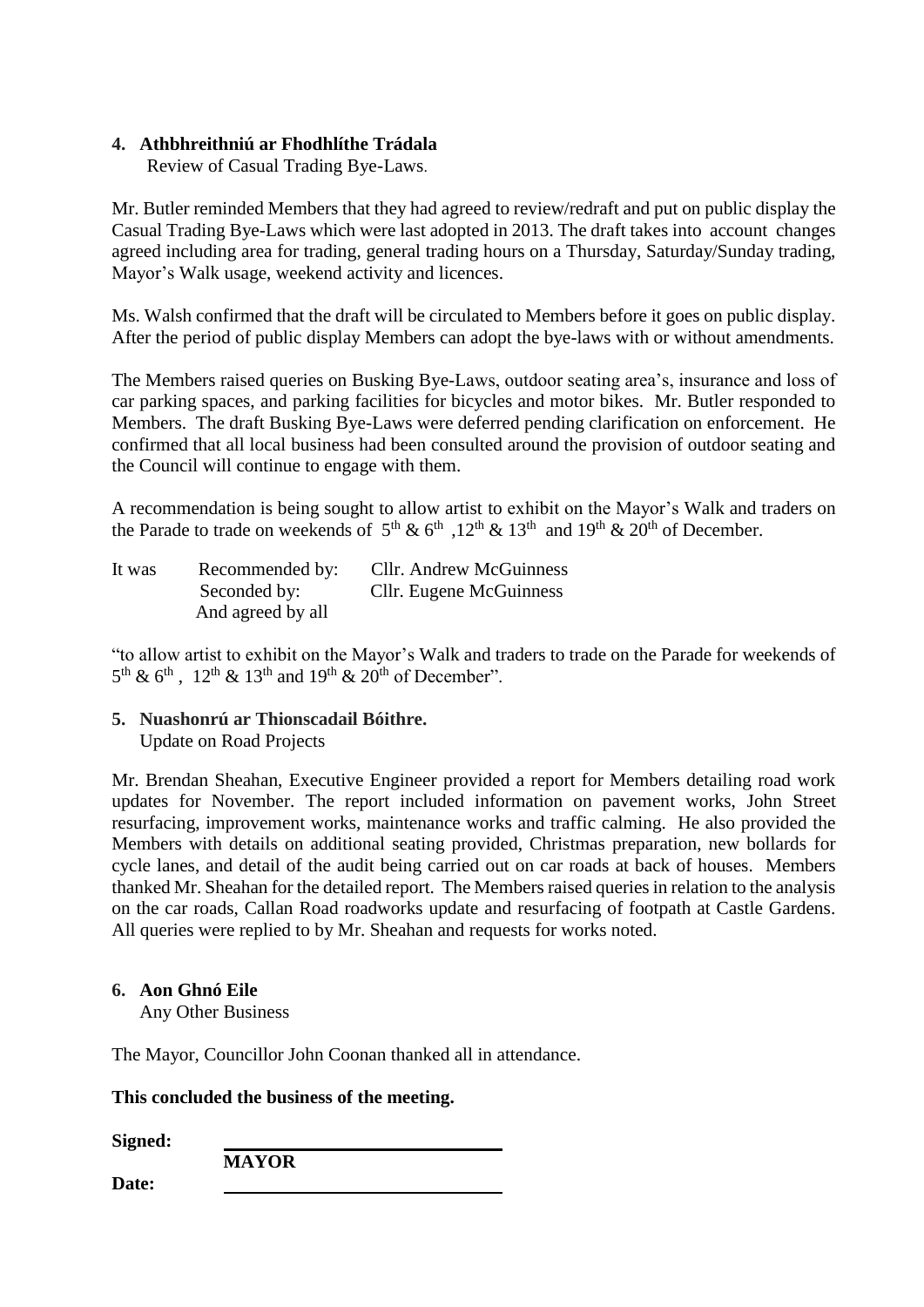**4. Athbhreithniú ar Fhodhlíthe Trádala**
Review of Casual Trading Bye-Laws.

Mr. Butler reminded Members that they had agreed to review/redraft and put on public display the Casual Trading Bye-Laws which were last adopted in 2013. The draft takes into account changes agreed including area for trading, general trading hours on a Thursday, Saturday/Sunday trading, Mayor's Walk usage, weekend activity and licences.

Ms. Walsh confirmed that the draft will be circulated to Members before it goes on public display. After the period of public display Members can adopt the bye-laws with or without amendments.

The Members raised queries on Busking Bye-Laws, outdoor seating area's, insurance and loss of car parking spaces, and parking facilities for bicycles and motor bikes. Mr. Butler responded to Members. The draft Busking Bye-Laws were deferred pending clarification on enforcement. He confirmed that all local business had been consulted around the provision of outdoor seating and the Council will continue to engage with them.

A recommendation is being sought to allow artist to exhibit on the Mayor's Walk and traders on the Parade to trade on weekends of 5th & 6th ,12th & 13th and 19th & 20th of December.

It was Recommended by: Cllr. Andrew McGuinness
Seconded by: Cllr. Eugene McGuinness
And agreed by all

"to allow artist to exhibit on the Mayor's Walk and traders to trade on the Parade for weekends of 5th & 6th , 12th & 13th and 19th & 20th of December".

**5. Nuashonrú ar Thionscadail Bóithre.**
Update on Road Projects

Mr. Brendan Sheahan, Executive Engineer provided a report for Members detailing road work updates for November. The report included information on pavement works, John Street resurfacing, improvement works, maintenance works and traffic calming. He also provided the Members with details on additional seating provided, Christmas preparation, new bollards for cycle lanes, and detail of the audit being carried out on car roads at back of houses. Members thanked Mr. Sheahan for the detailed report. The Members raised queries in relation to the analysis on the car roads, Callan Road roadworks update and resurfacing of footpath at Castle Gardens. All queries were replied to by Mr. Sheahan and requests for works noted.

**6. Aon Ghnó Eile**
Any Other Business

The Mayor, Councillor John Coonan thanked all in attendance.

**This concluded the business of the meeting.**

**Signed:** ______________________________
**MAYOR**

**Date:** ______________________________